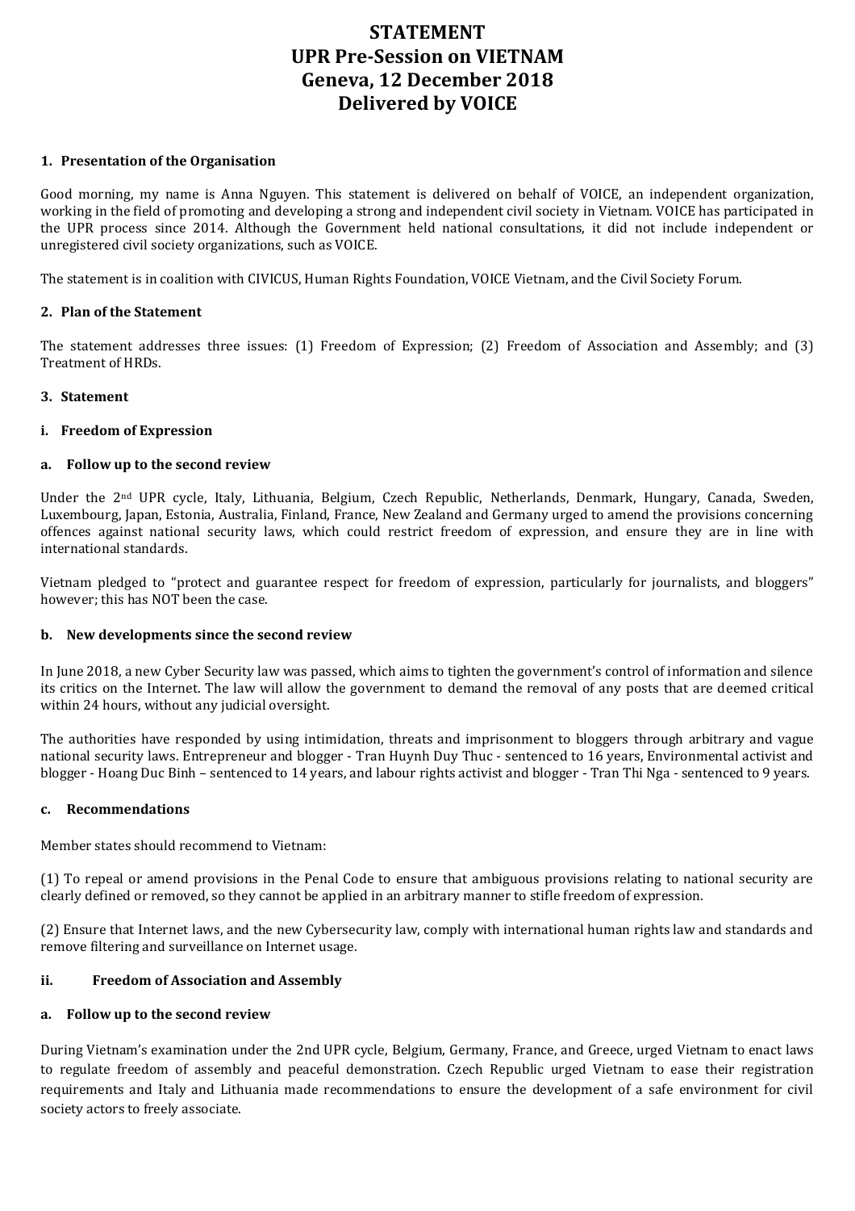# STATEMENT
# UPR Pre-Session on VIETNAM
# Geneva, 12 December 2018
# Delivered by VOICE

## 1. Presentation of the Organisation

Good morning, my name is Anna Nguyen. This statement is delivered on behalf of VOICE, an independent organization, working in the field of promoting and developing a strong and independent civil society in Vietnam. VOICE has participated in the UPR process since 2014. Although the Government held national consultations, it did not include independent or unregistered civil society organizations, such as VOICE.

The statement is in coalition with CIVICUS, Human Rights Foundation, VOICE Vietnam, and the Civil Society Forum.

## 2. Plan of the Statement

The statement addresses three issues: (1) Freedom of Expression; (2) Freedom of Association and Assembly; and (3) Treatment of HRDs.

## 3. Statement

### i. Freedom of Expression

#### a. Follow up to the second review

Under the 2nd UPR cycle, Italy, Lithuania, Belgium, Czech Republic, Netherlands, Denmark, Hungary, Canada, Sweden, Luxembourg, Japan, Estonia, Australia, Finland, France, New Zealand and Germany urged to amend the provisions concerning offences against national security laws, which could restrict freedom of expression, and ensure they are in line with international standards.

Vietnam pledged to "protect and guarantee respect for freedom of expression, particularly for journalists, and bloggers" however; this has NOT been the case.

#### b. New developments since the second review

In June 2018, a new Cyber Security law was passed, which aims to tighten the government's control of information and silence its critics on the Internet. The law will allow the government to demand the removal of any posts that are deemed critical within 24 hours, without any judicial oversight.

The authorities have responded by using intimidation, threats and imprisonment to bloggers through arbitrary and vague national security laws. Entrepreneur and blogger - Tran Huynh Duy Thuc - sentenced to 16 years, Environmental activist and blogger - Hoang Duc Binh – sentenced to 14 years, and labour rights activist and blogger - Tran Thi Nga - sentenced to 9 years.

#### c. Recommendations

Member states should recommend to Vietnam:

(1) To repeal or amend provisions in the Penal Code to ensure that ambiguous provisions relating to national security are clearly defined or removed, so they cannot be applied in an arbitrary manner to stifle freedom of expression.

(2) Ensure that Internet laws, and the new Cybersecurity law, comply with international human rights law and standards and remove filtering and surveillance on Internet usage.

### ii. Freedom of Association and Assembly

#### a. Follow up to the second review

During Vietnam's examination under the 2nd UPR cycle, Belgium, Germany, France, and Greece, urged Vietnam to enact laws to regulate freedom of assembly and peaceful demonstration. Czech Republic urged Vietnam to ease their registration requirements and Italy and Lithuania made recommendations to ensure the development of a safe environment for civil society actors to freely associate.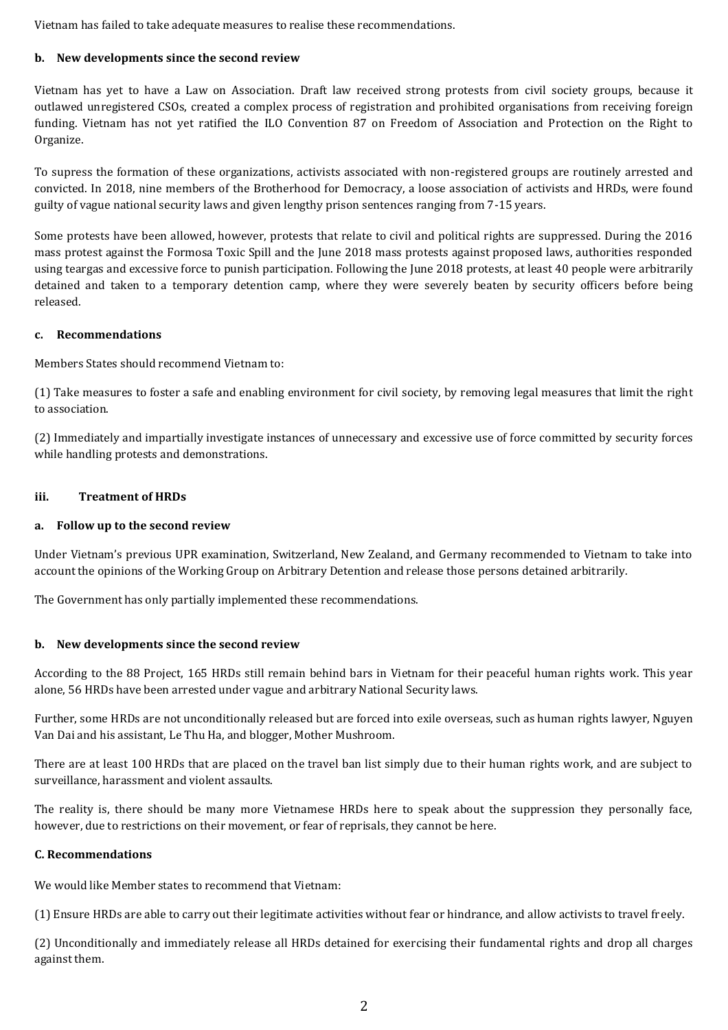Vietnam has failed to take adequate measures to realise these recommendations.

**b. New developments since the second review**

Vietnam has yet to have a Law on Association. Draft law received strong protests from civil society groups, because it outlawed unregistered CSOs, created a complex process of registration and prohibited organisations from receiving foreign funding. Vietnam has not yet ratified the ILO Convention 87 on Freedom of Association and Protection on the Right to Organize.

To supress the formation of these organizations, activists associated with non-registered groups are routinely arrested and convicted. In 2018, nine members of the Brotherhood for Democracy, a loose association of activists and HRDs, were found guilty of vague national security laws and given lengthy prison sentences ranging from 7-15 years.

Some protests have been allowed, however, protests that relate to civil and political rights are suppressed. During the 2016 mass protest against the Formosa Toxic Spill and the June 2018 mass protests against proposed laws, authorities responded using teargas and excessive force to punish participation. Following the June 2018 protests, at least 40 people were arbitrarily detained and taken to a temporary detention camp, where they were severely beaten by security officers before being released.

**c. Recommendations**

Members States should recommend Vietnam to:

(1) Take measures to foster a safe and enabling environment for civil society, by removing legal measures that limit the right to association.

(2) Immediately and impartially investigate instances of unnecessary and excessive use of force committed by security forces while handling protests and demonstrations.

### iii. Treatment of HRDs

**a. Follow up to the second review**

Under Vietnam's previous UPR examination, Switzerland, New Zealand, and Germany recommended to Vietnam to take into account the opinions of the Working Group on Arbitrary Detention and release those persons detained arbitrarily.

The Government has only partially implemented these recommendations.

**b. New developments since the second review**

According to the 88 Project, 165 HRDs still remain behind bars in Vietnam for their peaceful human rights work. This year alone, 56 HRDs have been arrested under vague and arbitrary National Security laws.

Further, some HRDs are not unconditionally released but are forced into exile overseas, such as human rights lawyer, Nguyen Van Dai and his assistant, Le Thu Ha, and blogger, Mother Mushroom.

There are at least 100 HRDs that are placed on the travel ban list simply due to their human rights work, and are subject to surveillance, harassment and violent assaults.

The reality is, there should be many more Vietnamese HRDs here to speak about the suppression they personally face, however, due to restrictions on their movement, or fear of reprisals, they cannot be here.

**C. Recommendations**

We would like Member states to recommend that Vietnam:

(1) Ensure HRDs are able to carry out their legitimate activities without fear or hindrance, and allow activists to travel freely.

(2) Unconditionally and immediately release all HRDs detained for exercising their fundamental rights and drop all charges against them.